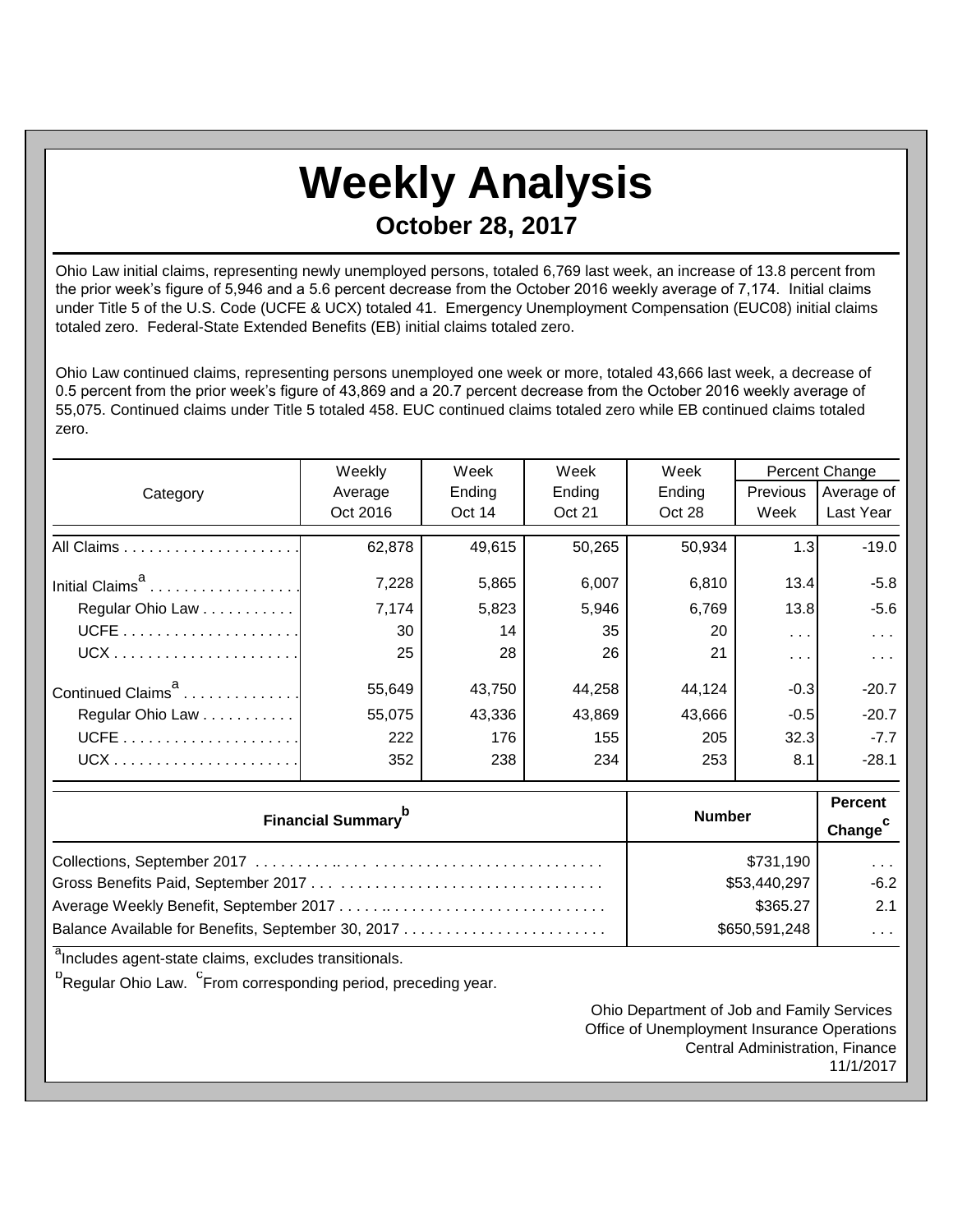# Weekly Analysis

## October 28, 2017

Ohio Law initial claims, representing newly unemployed persons, totaled 6,769 last week, an increase of 13.8 percent from the prior week's figure of 5,946 and a 5.6 percent decrease from the October 2016 weekly average of 7,174. Initial claims under Title 5 of the U.S. Code (UCFE & UCX) totaled 41. Emergency Unemployment Compensation (EUC08) initial claims totaled zero. Federal-State Extended Benefits (EB) initial claims totaled zero.

Ohio Law continued claims, representing persons unemployed one week or more, totaled 43,666 last week, a decrease of 0.5 percent from the prior week's figure of 43,869 and a 20.7 percent decrease from the October 2016 weekly average of 55,075. Continued claims under Title 5 totaled 458. EUC continued claims totaled zero while EB continued claims totaled zero.

| Category | Weekly Average Oct 2016 | Week Ending Oct 14 | Week Ending Oct 21 | Week Ending Oct 28 | Percent Change Previous Week | Percent Change Average of Last Year |
|---|---|---|---|---|---|---|
| All Claims | 62,878 | 49,615 | 50,265 | 50,934 | 1.3 | -19.0 |
| Initial Claims[a] | 7,228 | 5,865 | 6,007 | 6,810 | 13.4 | -5.8 |
| Regular Ohio Law | 7,174 | 5,823 | 5,946 | 6,769 | 13.8 | -5.6 |
| UCFE | 30 | 14 | 35 | 20 | . . . | . . . |
| UCX | 25 | 28 | 26 | 21 | . . . | . . . |
| Continued Claims[a] | 55,649 | 43,750 | 44,258 | 44,124 | -0.3 | -20.7 |
| Regular Ohio Law | 55,075 | 43,336 | 43,869 | 43,666 | -0.5 | -20.7 |
| UCFE | 222 | 176 | 155 | 205 | 32.3 | -7.7 |
| UCX | 352 | 238 | 234 | 253 | 8.1 | -28.1 |

| Financial Summary[b] | Number | Percent Change[c] |
|---|---|---|
| Collections, September 2017 | $731,190 | . . . |
| Gross Benefits Paid, September 2017 | $53,440,297 | -6.2 |
| Average Weekly Benefit, September 2017 | $365.27 | 2.1 |
| Balance Available for Benefits, September 30, 2017 | $650,591,248 | . . . |

[a] Includes agent-state claims, excludes transitionals.

[b] Regular Ohio Law. [c] From corresponding period, preceding year.

Ohio Department of Job and Family Services
Office of Unemployment Insurance Operations
Central Administration, Finance
11/1/2017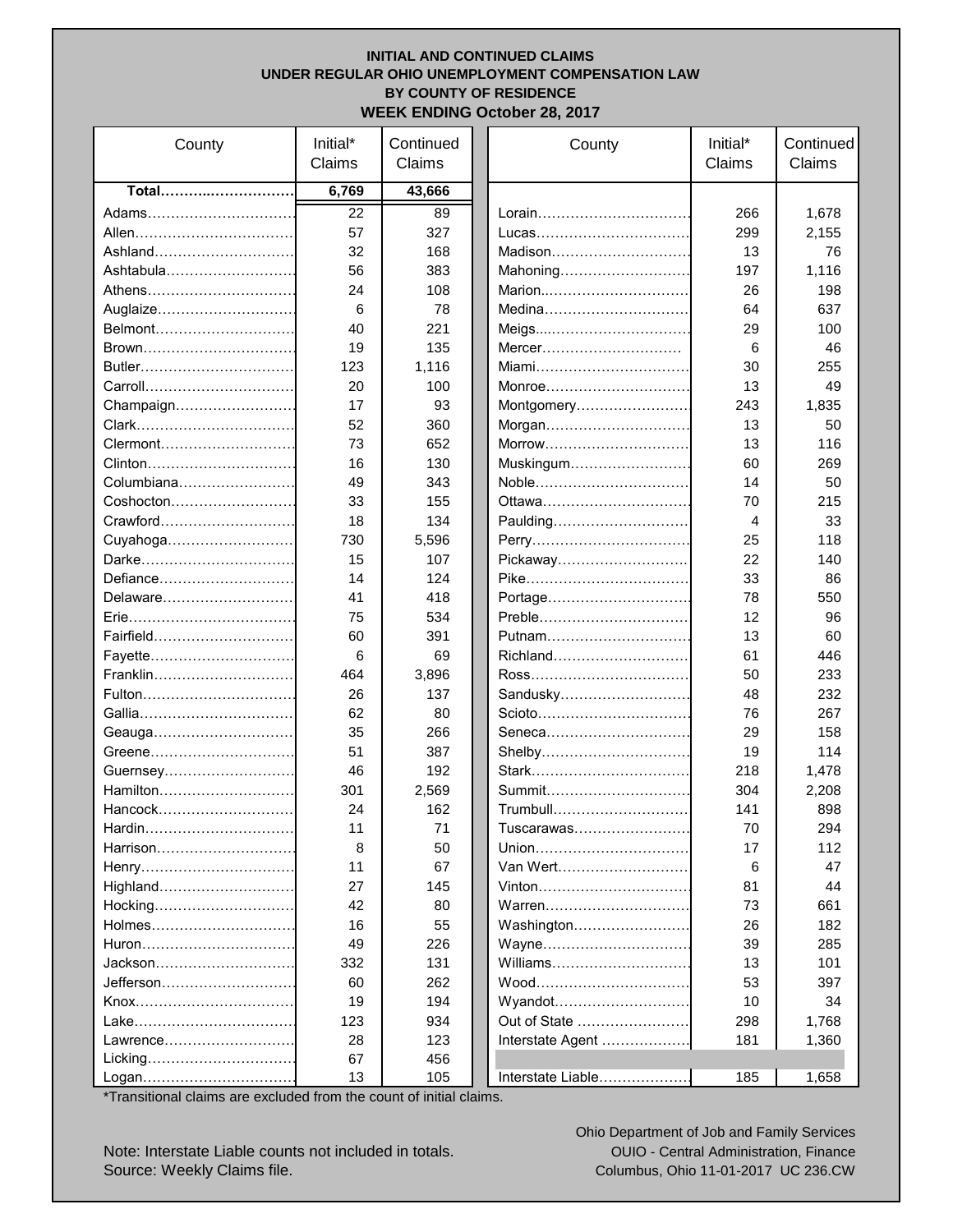**INITIAL AND CONTINUED CLAIMS**
**UNDER REGULAR OHIO UNEMPLOYMENT COMPENSATION LAW**
**BY COUNTY OF RESIDENCE**
**WEEK ENDING October 28, 2017**

| County | Initial* Claims | Continued Claims | County | Initial* Claims | Continued Claims |
|---|---|---|---|---|---|
| **Total** | **6,769** | **43,666** | | | |
| Adams | 22 | 89 | Lorain | 266 | 1,678 |
| Allen | 57 | 327 | Lucas | 299 | 2,155 |
| Ashland | 32 | 168 | Madison | 13 | 76 |
| Ashtabula | 56 | 383 | Mahoning | 197 | 1,116 |
| Athens | 24 | 108 | Marion | 26 | 198 |
| Auglaize | 6 | 78 | Medina | 64 | 637 |
| Belmont | 40 | 221 | Meigs | 29 | 100 |
| Brown | 19 | 135 | Mercer | 6 | 46 |
| Butler | 123 | 1,116 | Miami | 30 | 255 |
| Carroll | 20 | 100 | Monroe | 13 | 49 |
| Champaign | 17 | 93 | Montgomery | 243 | 1,835 |
| Clark | 52 | 360 | Morgan | 13 | 50 |
| Clermont | 73 | 652 | Morrow | 13 | 116 |
| Clinton | 16 | 130 | Muskingum | 60 | 269 |
| Columbiana | 49 | 343 | Noble | 14 | 50 |
| Coshocton | 33 | 155 | Ottawa | 70 | 215 |
| Crawford | 18 | 134 | Paulding | 4 | 33 |
| Cuyahoga | 730 | 5,596 | Perry | 25 | 118 |
| Darke | 15 | 107 | Pickaway | 22 | 140 |
| Defiance | 14 | 124 | Pike | 33 | 86 |
| Delaware | 41 | 418 | Portage | 78 | 550 |
| Erie | 75 | 534 | Preble | 12 | 96 |
| Fairfield | 60 | 391 | Putnam | 13 | 60 |
| Fayette | 6 | 69 | Richland | 61 | 446 |
| Franklin | 464 | 3,896 | Ross | 50 | 233 |
| Fulton | 26 | 137 | Sandusky | 48 | 232 |
| Gallia | 62 | 80 | Scioto | 76 | 267 |
| Geauga | 35 | 266 | Seneca | 29 | 158 |
| Greene | 51 | 387 | Shelby | 19 | 114 |
| Guernsey | 46 | 192 | Stark | 218 | 1,478 |
| Hamilton | 301 | 2,569 | Summit | 304 | 2,208 |
| Hancock | 24 | 162 | Trumbull | 141 | 898 |
| Hardin | 11 | 71 | Tuscarawas | 70 | 294 |
| Harrison | 8 | 50 | Union | 17 | 112 |
| Henry | 11 | 67 | Van Wert | 6 | 47 |
| Highland | 27 | 145 | Vinton | 81 | 44 |
| Hocking | 42 | 80 | Warren | 73 | 661 |
| Holmes | 16 | 55 | Washington | 26 | 182 |
| Huron | 49 | 226 | Wayne | 39 | 285 |
| Jackson | 332 | 131 | Williams | 13 | 101 |
| Jefferson | 60 | 262 | Wood | 53 | 397 |
| Knox | 19 | 194 | Wyandot | 10 | 34 |
| Lake | 123 | 934 | Out of State | 298 | 1,768 |
| Lawrence | 28 | 123 | Interstate Agent | 181 | 1,360 |
| Licking | 67 | 456 | | | |
| Logan | 13 | 105 | Interstate Liable | 185 | 1,658 |

*Transitional claims are excluded from the count of initial claims.

Note: Interstate Liable counts not included in totals.
Source: Weekly Claims file.

Ohio Department of Job and Family Services
OUIO - Central Administration, Finance
Columbus, Ohio 11-01-2017 UC 236.CW